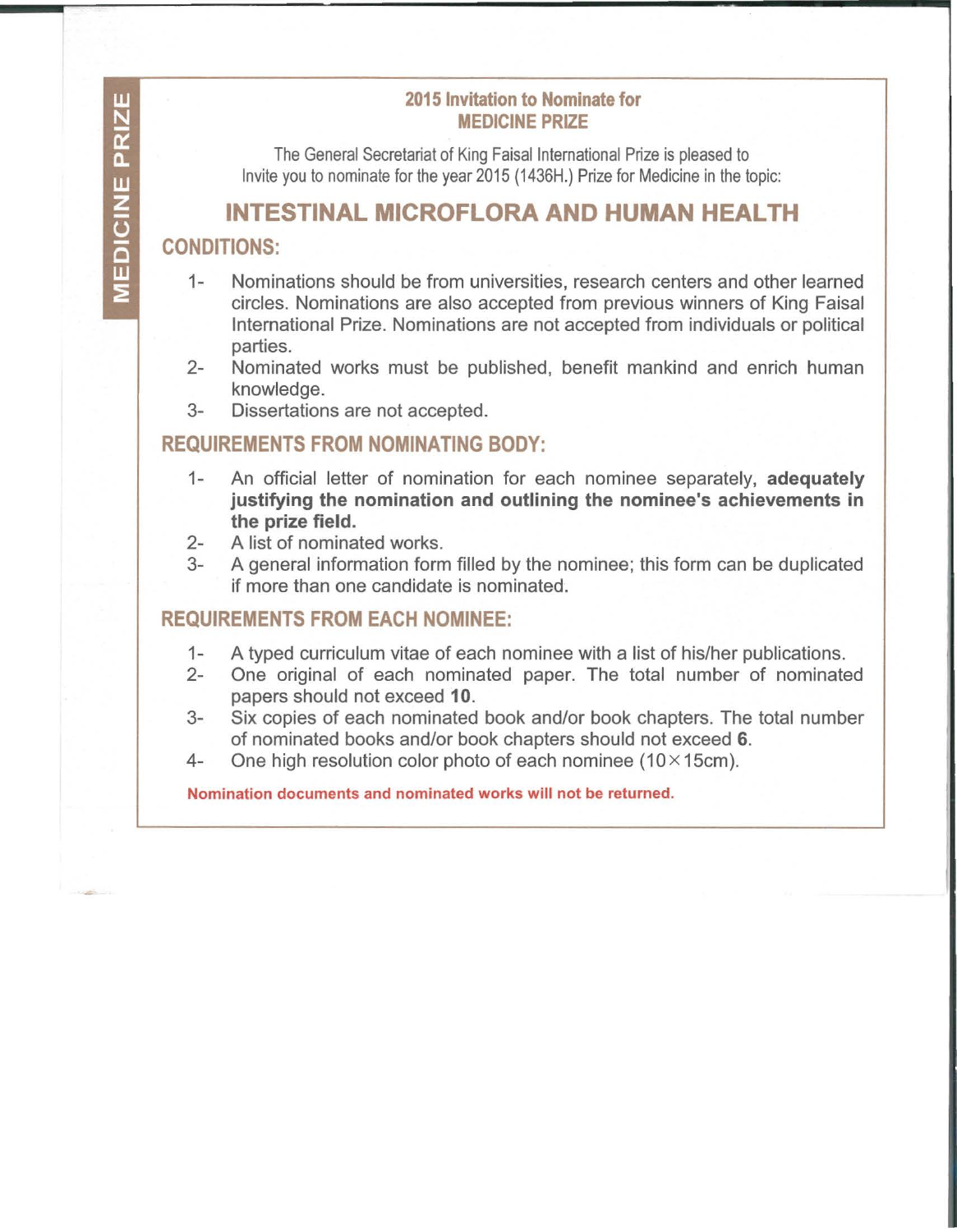MEDICINE PRIZE

## 2015 Invitation to Nominate for MEDICINE PRIZE

The General Secretariat of King Faisal International Prize is pleased to Invite you to nominate for the year 2015 (1436H.) Prize for Medicine in the topic:

# INTESTINAL MICROFLORA AND HUMAN HEALTH

### CONDITIONS:

1- Nominations should be from universities, research centers and other learned circles. Nominations are also accepted from previous winners of King Faisal International Prize. Nominations are not accepted from individuals or political parties.

2- Nominated works must be published, benefit mankind and enrich human knowledge.

3- Dissertations are not accepted.

### REQUIREMENTS FROM NOMINATING BODY:

1- An official letter of nomination for each nominee separately, **adequately justifying the nomination and outlining the nominee's achievements in the prize field.**

2- A list of nominated works.

3- A general information form filled by the nominee; this form can be duplicated if more than one candidate is nominated.

### REQUIREMENTS FROM EACH NOMINEE:

1- A typed curriculum vitae of each nominee with a list of his/her publications.

2- One original of each nominated paper. The total number of nominated papers should not exceed **10**.

3- Six copies of each nominated book and/or book chapters. The total number of nominated books and/or book chapters should not exceed **6**.

4- One high resolution color photo of each nominee ($10 \times 15$cm).

**Nomination documents and nominated works will not be returned.**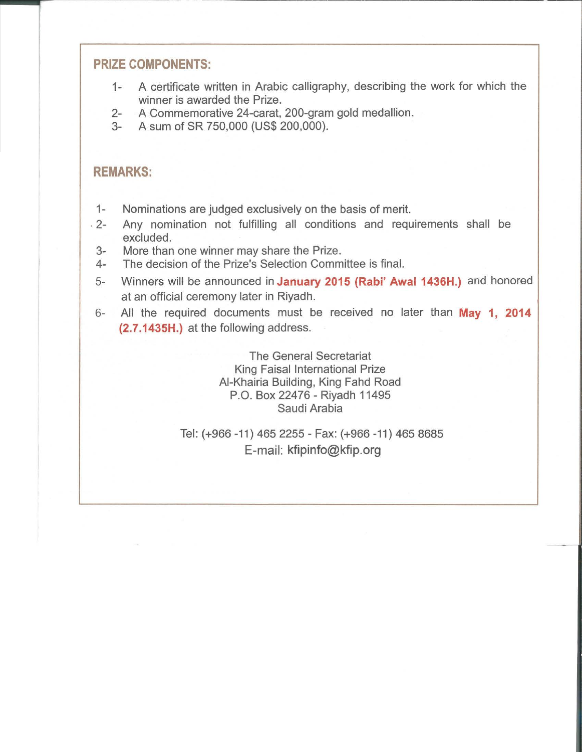## PRIZE COMPONENTS:

1- A certificate written in Arabic calligraphy, describing the work for which the winner is awarded the Prize.
2- A Commemorative 24-carat, 200-gram gold medallion.
3- A sum of SR 750,000 (US$ 200,000).

## REMARKS:

1- Nominations are judged exclusively on the basis of merit.
2- Any nomination not fulfilling all conditions and requirements shall be excluded.
3- More than one winner may share the Prize.
4- The decision of the Prize's Selection Committee is final.
5- Winners will be announced in **January 2015 (Rabi' Awal 1436H.)** and honored at an official ceremony later in Riyadh.
6- All the required documents must be received no later than **May 1, 2014 (2.7.1435H.)** at the following address.

The General Secretariat
King Faisal International Prize
Al-Khairia Building, King Fahd Road
P.O. Box 22476 - Riyadh 11495
Saudi Arabia

Tel: (+966 -11) 465 2255 - Fax: (+966 -11) 465 8685
E-mail: kfipinfo@kfip.org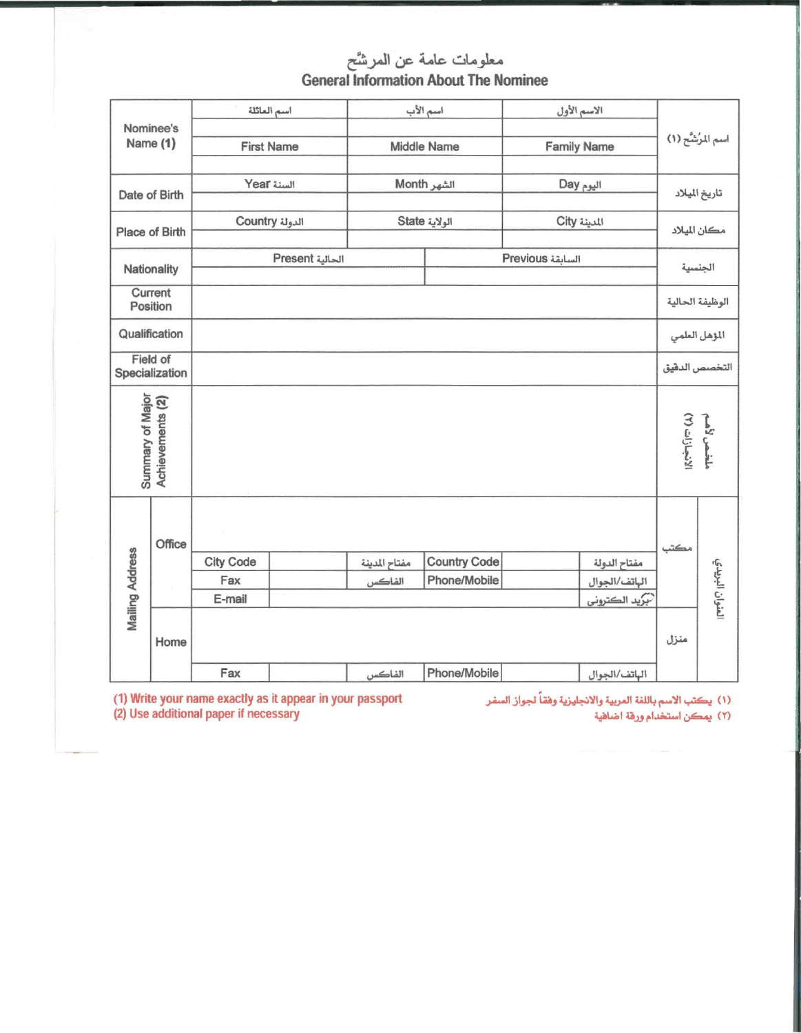# معلومات عامة عن المرشَّح
## General Information About The Nominee

| | | | | |
|---|---|---|---|---|
| Nominee's Name (1) | اسم العائلة | اسم الأب | الاسم الأول | اسم المُرشَّح (١) |
| | | | | |
| | First Name | Middle Name | Family Name | |
| | | | | |
| Date of Birth | Year السنة | Month الشهر | Day اليوم | تاريخ الميلاد |
| | | | | |
| Place of Birth | Country الدولة | State الولاية | City المدينة | مكان الميلاد |
| | | | | |
| Nationality | Present الحالية | | Previous السابقة | الجنسية |
| | | | | |
| Current Position | | | | الوظيفة الحالية |
| Qualification | | | | المؤهل العلمي |
| Field of Specialization | | | | التخصص الدقيق |
| Summary of Major Achievements (2) | | | | ملخص لأهم الانجازات (٢) |

| | | | | | | | |
|---|---|---|---|---|---|---|---|
| Mailing Address | Office | | | | | مكتب | العنوان البريدي |
| | | City Code | مفتاح المدينة | Country Code | مفتاح الدولة | | |
| | | Fax | الفاكس | Phone/Mobile | الهاتف/الجوال | | |
| | | E-mail | | | بريد الكتروني | | |
| | Home | | | | | منزل | |
| | | Fax | الفاكس | Phone/Mobile | الهاتف/الجوال | | |

(1) Write your name exactly as it appear in your passport
(2) Use additional paper if necessary

(١) يكتب الاسم باللغة العربية والانجليزية وفقاً لجواز السفر
(٢) يمكن استخدام ورقة اضافية